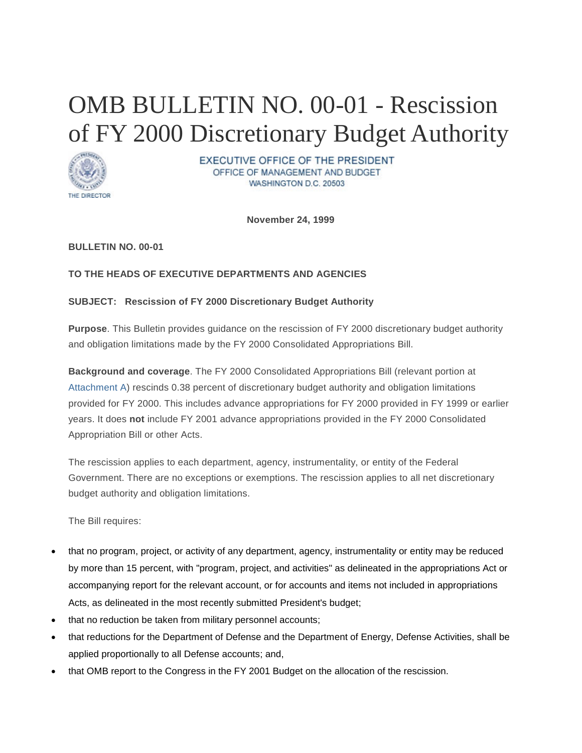# OMB BULLETIN NO. 00-01 - Rescission of FY 2000 Discretionary Budget Authority

THE DIRECTOR

EXECUTIVE OFFICE OF THE PRESIDENT
OFFICE OF MANAGEMENT AND BUDGET
WASHINGTON D.C. 20503

**November 24, 1999**

**BULLETIN NO. 00-01**

**TO THE HEADS OF EXECUTIVE DEPARTMENTS AND AGENCIES**

**SUBJECT: Rescission of FY 2000 Discretionary Budget Authority**

**Purpose**. This Bulletin provides guidance on the rescission of FY 2000 discretionary budget authority and obligation limitations made by the FY 2000 Consolidated Appropriations Bill.

**Background and coverage**. The FY 2000 Consolidated Appropriations Bill (relevant portion at Attachment A) rescinds 0.38 percent of discretionary budget authority and obligation limitations provided for FY 2000. This includes advance appropriations for FY 2000 provided in FY 1999 or earlier years. It does **not** include FY 2001 advance appropriations provided in the FY 2000 Consolidated Appropriation Bill or other Acts.

The rescission applies to each department, agency, instrumentality, or entity of the Federal Government. There are no exceptions or exemptions. The rescission applies to all net discretionary budget authority and obligation limitations.

The Bill requires:

- that no program, project, or activity of any department, agency, instrumentality or entity may be reduced by more than 15 percent, with "program, project, and activities" as delineated in the appropriations Act or accompanying report for the relevant account, or for accounts and items not included in appropriations Acts, as delineated in the most recently submitted President's budget;
- that no reduction be taken from military personnel accounts;
- that reductions for the Department of Defense and the Department of Energy, Defense Activities, shall be applied proportionally to all Defense accounts; and,
- that OMB report to the Congress in the FY 2001 Budget on the allocation of the rescission.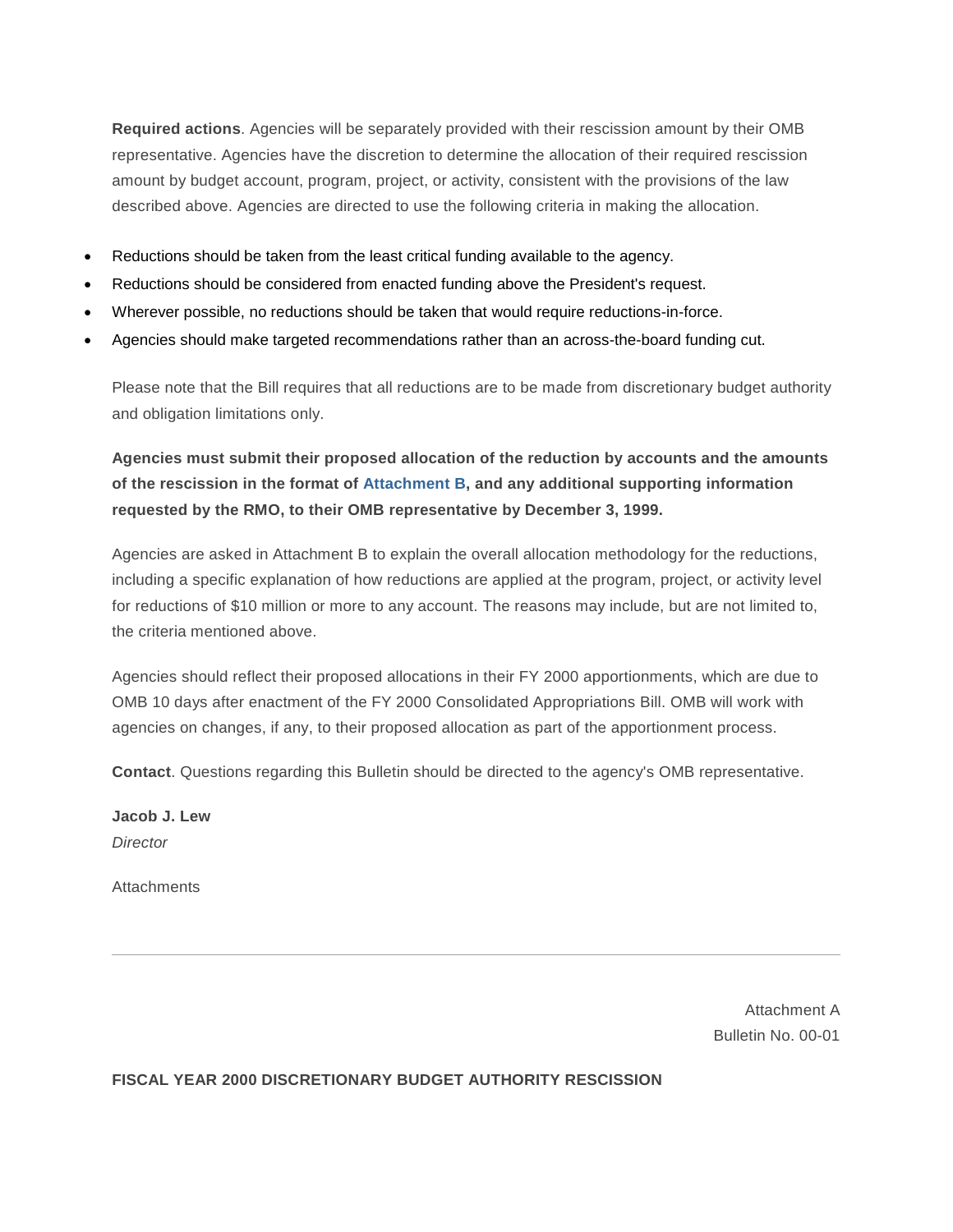**Required actions**. Agencies will be separately provided with their rescission amount by their OMB representative. Agencies have the discretion to determine the allocation of their required rescission amount by budget account, program, project, or activity, consistent with the provisions of the law described above. Agencies are directed to use the following criteria in making the allocation.

- Reductions should be taken from the least critical funding available to the agency.
- Reductions should be considered from enacted funding above the President's request.
- Wherever possible, no reductions should be taken that would require reductions-in-force.
- Agencies should make targeted recommendations rather than an across-the-board funding cut.

Please note that the Bill requires that all reductions are to be made from discretionary budget authority and obligation limitations only.

**Agencies must submit their proposed allocation of the reduction by accounts and the amounts of the rescission in the format of Attachment B, and any additional supporting information requested by the RMO, to their OMB representative by December 3, 1999.**

Agencies are asked in Attachment B to explain the overall allocation methodology for the reductions, including a specific explanation of how reductions are applied at the program, project, or activity level for reductions of $10 million or more to any account. The reasons may include, but are not limited to, the criteria mentioned above.

Agencies should reflect their proposed allocations in their FY 2000 apportionments, which are due to OMB 10 days after enactment of the FY 2000 Consolidated Appropriations Bill. OMB will work with agencies on changes, if any, to their proposed allocation as part of the apportionment process.

**Contact**. Questions regarding this Bulletin should be directed to the agency's OMB representative.

**Jacob J. Lew**
*Director*

Attachments

---

Attachment A
Bulletin No. 00-01

**FISCAL YEAR 2000 DISCRETIONARY BUDGET AUTHORITY RESCISSION**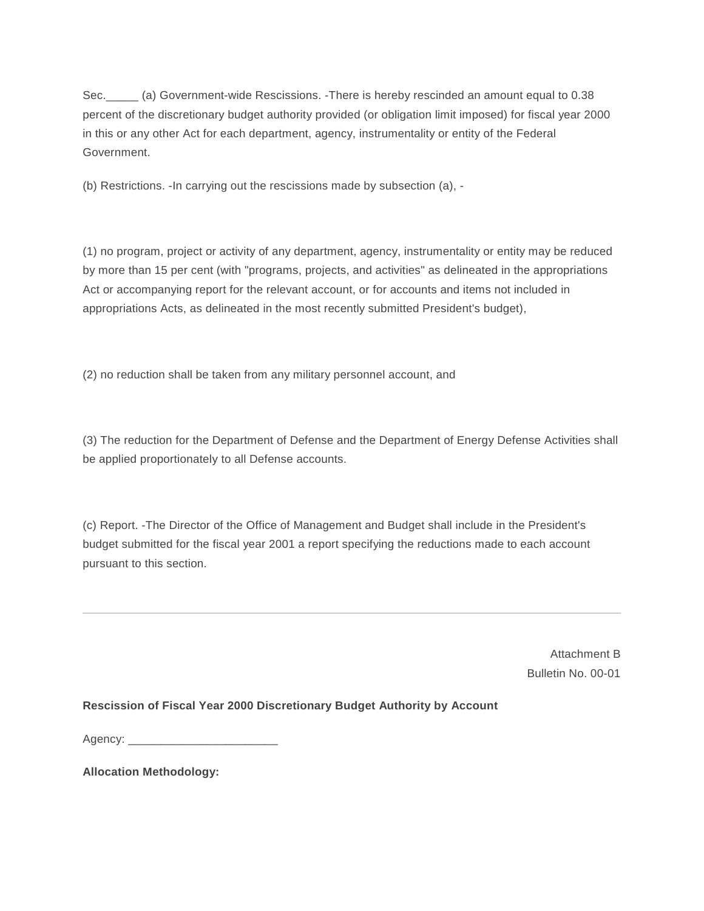Sec._____ (a) Government-wide Rescissions. -There is hereby rescinded an amount equal to 0.38 percent of the discretionary budget authority provided (or obligation limit imposed) for fiscal year 2000 in this or any other Act for each department, agency, instrumentality or entity of the Federal Government.

(b) Restrictions. -In carrying out the rescissions made by subsection (a), -

(1) no program, project or activity of any department, agency, instrumentality or entity may be reduced by more than 15 per cent (with "programs, projects, and activities" as delineated in the appropriations Act or accompanying report for the relevant account, or for accounts and items not included in appropriations Acts, as delineated in the most recently submitted President's budget),

(2) no reduction shall be taken from any military personnel account, and

(3) The reduction for the Department of Defense and the Department of Energy Defense Activities shall be applied proportionately to all Defense accounts.

(c) Report. -The Director of the Office of Management and Budget shall include in the President's budget submitted for the fiscal year 2001 a report specifying the reductions made to each account pursuant to this section.

---

Attachment B
Bulletin No. 00-01

**Rescission of Fiscal Year 2000 Discretionary Budget Authority by Account**

Agency: _______________________

**Allocation Methodology:**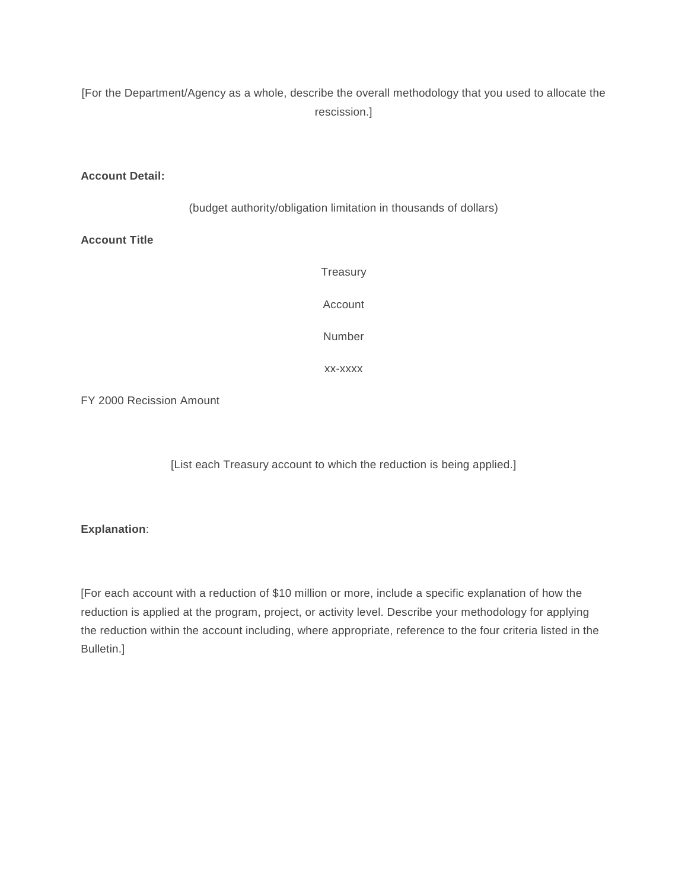[For the Department/Agency as a whole, describe the overall methodology that you used to allocate the rescission.]

**Account Detail:**

(budget authority/obligation limitation in thousands of dollars)

**Account Title**

Treasury

Account

Number

xx-xxxx

FY 2000 Recission Amount

[List each Treasury account to which the reduction is being applied.]

**Explanation**:

[For each account with a reduction of $10 million or more, include a specific explanation of how the reduction is applied at the program, project, or activity level. Describe your methodology for applying the reduction within the account including, where appropriate, reference to the four criteria listed in the Bulletin.]